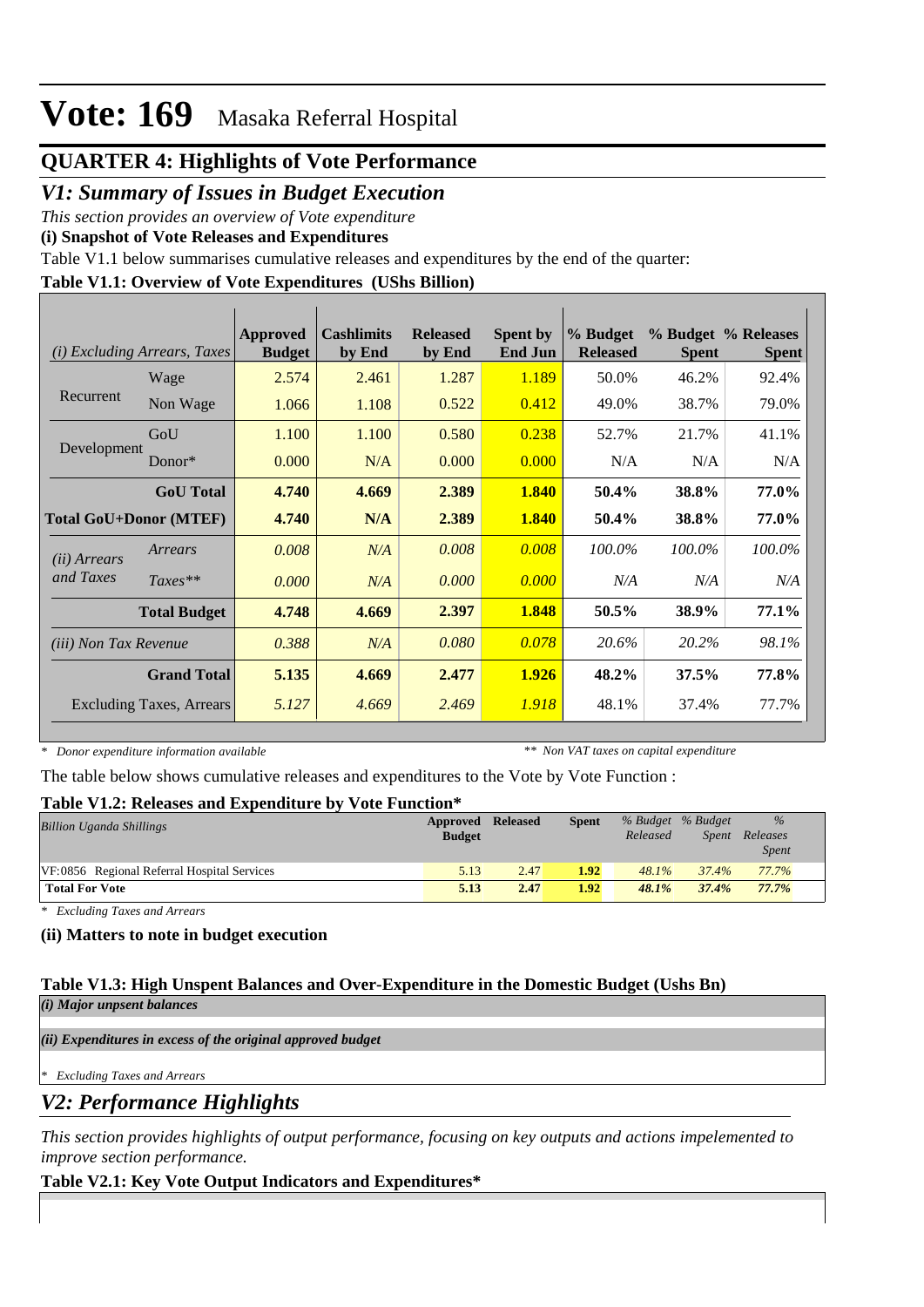# Vote: 169 Masaka Referral Hospital

## QUARTER 4: Highlights of Vote Performance

## *V1: Summary of Issues in Budget Execution*

*This section provides an overview of Vote expenditure*

**(i) Snapshot of Vote Releases and Expenditures**

Table V1.1 below summarises cumulative releases and expenditures by the end of the quarter:

**Table V1.1: Overview of Vote Expenditures (UShs Billion)**

| *(i) Excluding Arrears, Taxes* | | Approved Budget | Cashlimits by End | Released by End | Spent by End Jun | % Budget Released | % Budget Spent | % Releases Spent |
|---|---|---|---|---|---|---|---|---|
| Recurrent | Wage | 2.574 | 2.461 | 1.287 | 1.189 | 50.0% | 46.2% | 92.4% |
| | Non Wage | 1.066 | 1.108 | 0.522 | 0.412 | 49.0% | 38.7% | 79.0% |
| Development | GoU | 1.100 | 1.100 | 0.580 | 0.238 | 52.7% | 21.7% | 41.1% |
| | Donor* | 0.000 | N/A | 0.000 | 0.000 | N/A | N/A | N/A |
| | **GoU Total** | **4.740** | **4.669** | **2.389** | **1.840** | **50.4%** | **38.8%** | **77.0%** |
| **Total GoU+Donor (MTEF)** | | **4.740** | **N/A** | **2.389** | **1.840** | **50.4%** | **38.8%** | **77.0%** |
| *(ii) Arrears and Taxes* | *Arrears* | *0.008* | *N/A* | *0.008* | *0.008* | *100.0%* | *100.0%* | *100.0%* |
| | *Taxes*** | *0.000* | *N/A* | *0.000* | *0.000* | *N/A* | *N/A* | *N/A* |
| | **Total Budget** | **4.748** | **4.669** | **2.397** | **1.848** | **50.5%** | **38.9%** | **77.1%** |
| *(iii) Non Tax Revenue* | | *0.388* | *N/A* | *0.080* | *0.078* | *20.6%* | *20.2%* | *98.1%* |
| | **Grand Total** | **5.135** | **4.669** | **2.477** | **1.926** | **48.2%** | **37.5%** | **77.8%** |
| | Excluding Taxes, Arrears | *5.127* | *4.669* | *2.469* | *1.918* | 48.1% | 37.4% | 77.7% |

*\* Donor expenditure information available* *\*\* Non VAT taxes on capital expenditure*

The table below shows cumulative releases and expenditures to the Vote by Vote Function :

**Table V1.2: Releases and Expenditure by Vote Function***

| *Billion Uganda Shillings* | Approved Budget | Released | Spent | *% Budget Released* | *% Budget Spent* | *% Releases Spent* |
|---|---|---|---|---|---|---|
| VF:0856 Regional Referral Hospital Services | 5.13 | 2.47 | **1.92** | *48.1%* | *37.4%* | *77.7%* |
| **Total For Vote** | **5.13** | **2.47** | **1.92** | ***48.1%*** | ***37.4%*** | ***77.7%*** |

*\* Excluding Taxes and Arrears*

**(ii) Matters to note in budget execution**

**Table V1.3: High Unspent Balances and Over-Expenditure in the Domestic Budget (Ushs Bn)**

***(i) Major unpsent balances***

***(ii) Expenditures in excess of the original approved budget***

*\* Excluding Taxes and Arrears*

## *V2: Performance Highlights*

*This section provides highlights of output performance, focusing on key outputs and actions impelemented to improve section performance.*

**Table V2.1: Key Vote Output Indicators and Expenditures***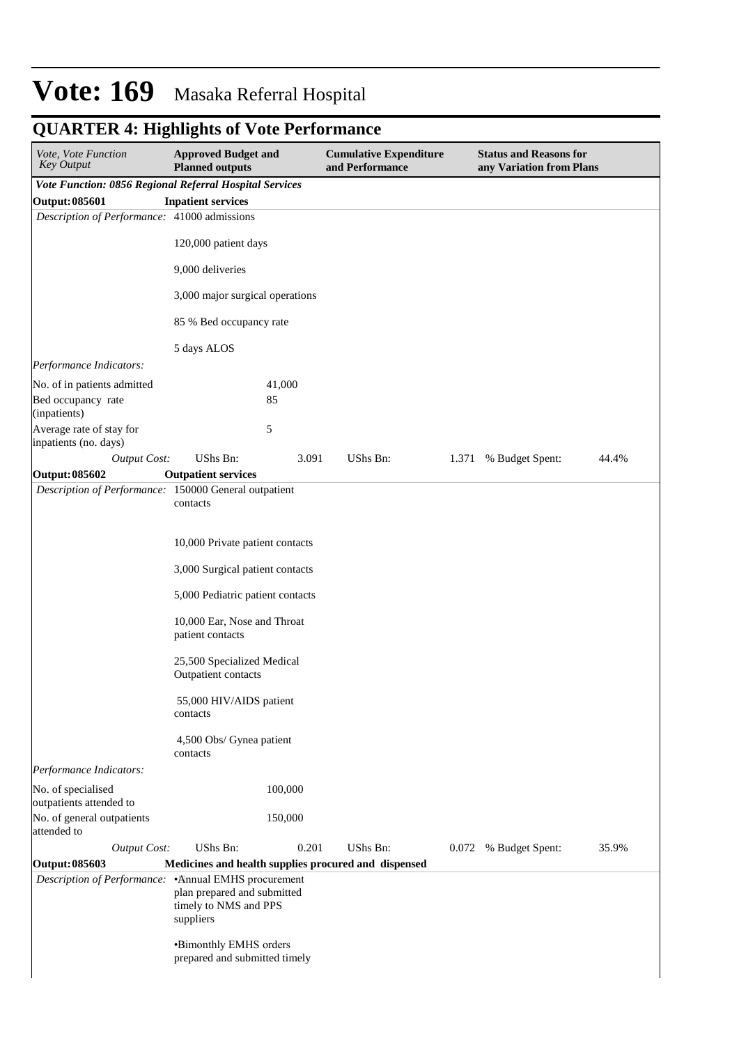# Vote: 169 Masaka Referral Hospital

## QUARTER 4: Highlights of Vote Performance

| *Vote, Vote Function Key Output* | **Approved Budget and Planned outputs** | | **Cumulative Expenditure and Performance** | | **Status and Reasons for any Variation from Plans** | |
|---|---|---|---|---|---|---|
| ***Vote Function: 0856 Regional Referral Hospital Services*** | | | | | | |
| **Output: 085601** | **Inpatient services** | | | | | |
| *Description of Performance:* | 41000 admissions<br><br>120,000 patient days<br><br>9,000 deliveries<br><br>3,000 major surgical operations<br><br>85 % Bed occupancy rate<br><br>5 days ALOS | | | | | |
| *Performance Indicators:* | | | | | | |
| No. of in patients admitted | | 41,000 | | | | |
| Bed occupancy rate (inpatients) | | 85 | | | | |
| Average rate of stay for inpatients (no. days) | | 5 | | | | |
| *Output Cost:* | UShs Bn: | 3.091 | UShs Bn: | 1.371 | % Budget Spent: | 44.4% |
| **Output: 085602** | **Outpatient services** | | | | | |
| *Description of Performance:* | 150000 General outpatient contacts<br><br>10,000 Private patient contacts<br><br>3,000 Surgical patient contacts<br><br>5,000 Pediatric patient contacts<br><br>10,000 Ear, Nose and Throat patient contacts<br><br>25,500 Specialized Medical Outpatient contacts<br><br>55,000 HIV/AIDS patient contacts<br><br>4,500 Obs/ Gynea patient contacts | | | | | |
| *Performance Indicators:* | | | | | | |
| No. of specialised outpatients attended to | | 100,000 | | | | |
| No. of general outpatients attended to | | 150,000 | | | | |
| *Output Cost:* | UShs Bn: | 0.201 | UShs Bn: | 0.072 | % Budget Spent: | 35.9% |
| **Output: 085603** | **Medicines and health supplies procured and dispensed** | | | | | |
| *Description of Performance:* | •Annual EMHS procurement plan prepared and submitted timely to NMS and PPS suppliers<br><br>•Bimonthly EMHS orders prepared and submitted timely | | | | | |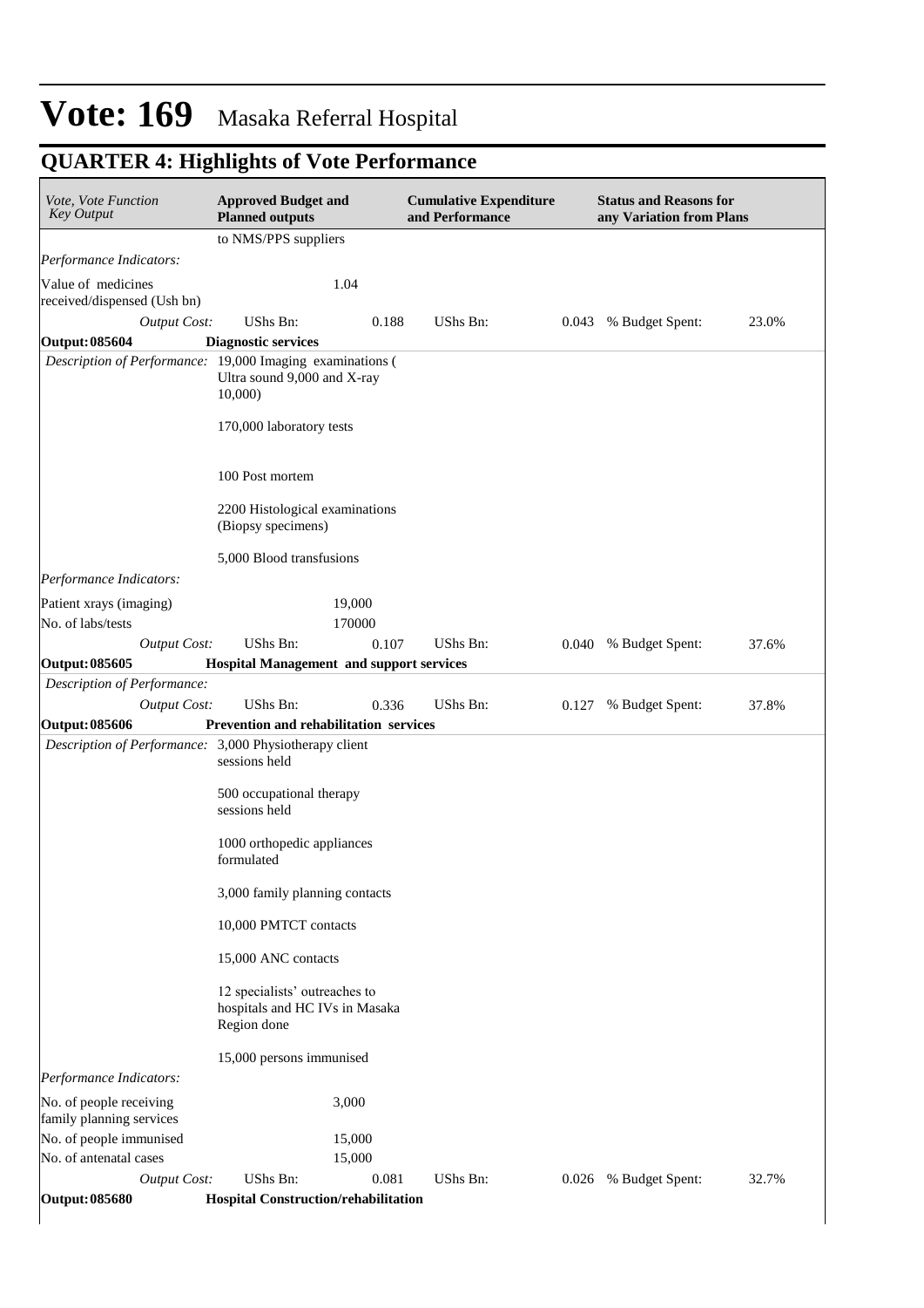# Vote: 169 Masaka Referral Hospital

## QUARTER 4: Highlights of Vote Performance

| *Vote, Vote Function Key Output* | **Approved Budget and Planned outputs** | | **Cumulative Expenditure and Performance** | | **Status and Reasons for any Variation from Plans** | |
|---|---|---|---|---|---|---|
| | to NMS/PPS suppliers | | | | | |
| *Performance Indicators:* | | | | | | |
| Value of medicines received/dispensed (Ush bn) | | 1.04 | | | | |
| *Output Cost:* | UShs Bn: | 0.188 | UShs Bn: | 0.043 | % Budget Spent: | 23.0% |
| **Output: 085604** | **Diagnostic services** | | | | | |
| *Description of Performance:* | 19,000 Imaging examinations ( Ultra sound 9,000 and X-ray 10,000)<br><br>170,000 laboratory tests<br><br>100 Post mortem<br><br>2200 Histological examinations (Biopsy specimens)<br><br>5,000 Blood transfusions | | | | | |
| *Performance Indicators:* | | | | | | |
| Patient xrays (imaging) | | 19,000 | | | | |
| No. of labs/tests | | 170000 | | | | |
| *Output Cost:* | UShs Bn: | 0.107 | UShs Bn: | 0.040 | % Budget Spent: | 37.6% |
| **Output: 085605** | **Hospital Management and support services** | | | | | |
| *Description of Performance:* | | | | | | |
| *Output Cost:* | UShs Bn: | 0.336 | UShs Bn: | 0.127 | % Budget Spent: | 37.8% |
| **Output: 085606** | **Prevention and rehabilitation services** | | | | | |
| *Description of Performance:* | 3,000 Physiotherapy client sessions held<br><br>500 occupational therapy sessions held<br><br>1000 orthopedic appliances formulated<br><br>3,000 family planning contacts<br><br>10,000 PMTCT contacts<br><br>15,000 ANC contacts<br><br>12 specialists' outreaches to hospitals and HC IVs in Masaka Region done<br><br>15,000 persons immunised | | | | | |
| *Performance Indicators:* | | | | | | |
| No. of people receiving family planning services | | 3,000 | | | | |
| No. of people immunised | | 15,000 | | | | |
| No. of antenatal cases | | 15,000 | | | | |
| *Output Cost:* | UShs Bn: | 0.081 | UShs Bn: | 0.026 | % Budget Spent: | 32.7% |
| **Output: 085680** | **Hospital Construction/rehabilitation** | | | | | |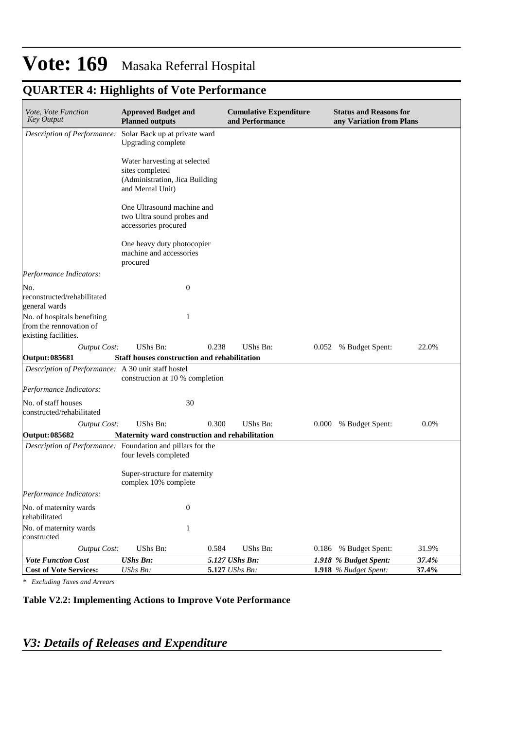# Vote: 169 Masaka Referral Hospital

## QUARTER 4: Highlights of Vote Performance

| *Vote, Vote Function Key Output* | **Approved Budget and Planned outputs** | | **Cumulative Expenditure and Performance** | | **Status and Reasons for any Variation from Plans** | |
|---|---|---|---|---|---|---|
| *Description of Performance:* | Solar Back up at private ward Upgrading complete<br><br>Water harvesting at selected sites completed (Administration, Jica Building and Mental Unit)<br><br>One Ultrasound machine and two Ultra sound probes and accessories procured<br><br>One heavy duty photocopier machine and accessories procured | | | | | |
| *Performance Indicators:* | | | | | | |
| No. reconstructed/rehabilitated general wards | 0 | | | | | |
| No. of hospitals benefiting from the rennovation of existing facilities. | 1 | | | | | |
| *Output Cost:* | UShs Bn: | 0.238 | UShs Bn: | 0.052 | % Budget Spent: | 22.0% |
| **Output: 085681** | **Staff houses construction and rehabilitation** | | | | | |
| *Description of Performance:* | A 30 unit staff hostel construction at 10 % completion | | | | | |
| *Performance Indicators:* | | | | | | |
| No. of staff houses constructed/rehabilitated | 30 | | | | | |
| *Output Cost:* | UShs Bn: | 0.300 | UShs Bn: | 0.000 | % Budget Spent: | 0.0% |
| **Output: 085682** | **Maternity ward construction and rehabilitation** | | | | | |
| *Description of Performance:* | Foundation and pillars for the four levels completed<br><br>Super-structure for maternity complex 10% complete | | | | | |
| *Performance Indicators:* | | | | | | |
| No. of maternity wards rehabilitated | 0 | | | | | |
| No. of maternity wards constructed | 1 | | | | | |
| *Output Cost:* | UShs Bn: | 0.584 | UShs Bn: | 0.186 | % Budget Spent: | 31.9% |
| ***Vote Function Cost*** | ***UShs Bn:*** | ***5.127*** | ***UShs Bn:*** | ***1.918*** | ***% Budget Spent:*** | ***37.4%*** |
| **Cost of Vote Services:** | *UShs Bn:* | **5.127** | *UShs Bn:* | **1.918** | *% Budget Spent:* | **37.4%** |

*\* Excluding Taxes and Arrears*

**Table V2.2: Implementing Actions to Improve Vote Performance**

## *V3: Details of Releases and Expenditure*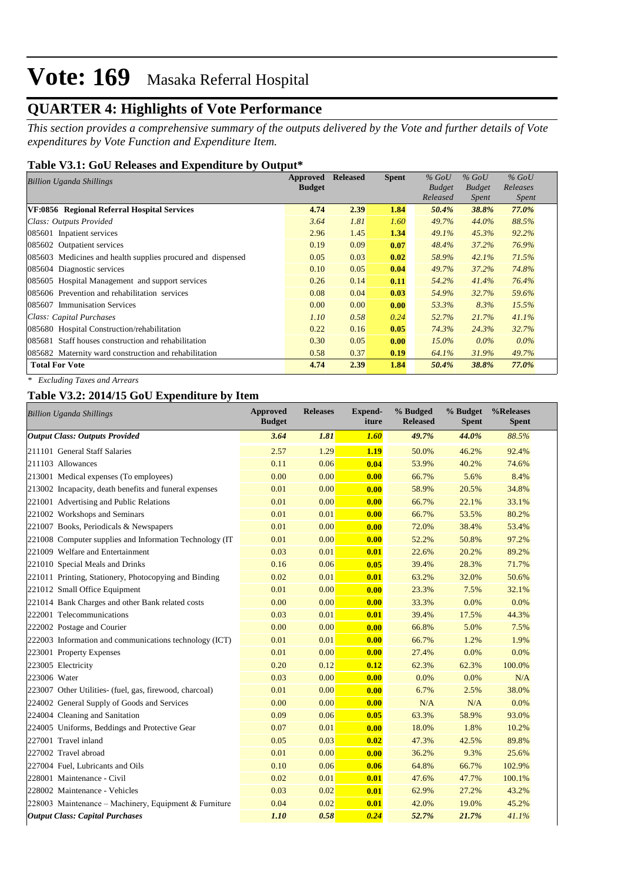# Vote: 169 Masaka Referral Hospital

## QUARTER 4: Highlights of Vote Performance

*This section provides a comprehensive summary of the outputs delivered by the Vote and further details of Vote expenditures by Vote Function and Expenditure Item.*

### Table V3.1: GoU Releases and Expenditure by Output*

| *Billion Uganda Shillings* | Approved Budget | Released | Spent | *% GoU Budget Released* | *% GoU Budget Spent* | *% GoU Releases Spent* |
|---|---|---|---|---|---|---|
| **VF:0856 Regional Referral Hospital Services** | **4.74** | **2.39** | **1.84** | ***50.4%*** | ***38.8%*** | ***77.0%*** |
| *Class: Outputs Provided* | *3.64* | *1.81* | *1.60* | *49.7%* | *44.0%* | *88.5%* |
| 085601 Inpatient services | 2.96 | 1.45 | **1.34** | *49.1%* | *45.3%* | *92.2%* |
| 085602 Outpatient services | 0.19 | 0.09 | **0.07** | *48.4%* | *37.2%* | *76.9%* |
| 085603 Medicines and health supplies procured and dispensed | 0.05 | 0.03 | **0.02** | *58.9%* | *42.1%* | *71.5%* |
| 085604 Diagnostic services | 0.10 | 0.05 | **0.04** | *49.7%* | *37.2%* | *74.8%* |
| 085605 Hospital Management and support services | 0.26 | 0.14 | **0.11** | *54.2%* | *41.4%* | *76.4%* |
| 085606 Prevention and rehabilitation services | 0.08 | 0.04 | **0.03** | *54.9%* | *32.7%* | *59.6%* |
| 085607 Immunisation Services | 0.00 | 0.00 | **0.00** | *53.3%* | *8.3%* | *15.5%* |
| *Class: Capital Purchases* | *1.10* | *0.58* | *0.24* | *52.7%* | *21.7%* | *41.1%* |
| 085680 Hospital Construction/rehabilitation | 0.22 | 0.16 | **0.05** | *74.3%* | *24.3%* | *32.7%* |
| 085681 Staff houses construction and rehabilitation | 0.30 | 0.05 | **0.00** | *15.0%* | *0.0%* | *0.0%* |
| 085682 Maternity ward construction and rehabilitation | 0.58 | 0.37 | **0.19** | *64.1%* | *31.9%* | *49.7%* |
| **Total For Vote** | **4.74** | **2.39** | **1.84** | ***50.4%*** | ***38.8%*** | ***77.0%*** |

*\* Excluding Taxes and Arrears*

### Table V3.2: 2014/15 GoU Expenditure by Item

| *Billion Uganda Shillings* | Approved Budget | Releases | Expend-iture | % Budged Released | % Budget Spent | %Releases Spent |
|---|---|---|---|---|---|---|
| ***Output Class: Outputs Provided*** | ***3.64*** | ***1.81*** | ***1.60*** | ***49.7%*** | ***44.0%*** | *88.5%* |
| 211101 General Staff Salaries | 2.57 | 1.29 | **1.19** | 50.0% | 46.2% | 92.4% |
| 211103 Allowances | 0.11 | 0.06 | **0.04** | 53.9% | 40.2% | 74.6% |
| 213001 Medical expenses (To employees) | 0.00 | 0.00 | **0.00** | 66.7% | 5.6% | 8.4% |
| 213002 Incapacity, death benefits and funeral expenses | 0.01 | 0.00 | **0.00** | 58.9% | 20.5% | 34.8% |
| 221001 Advertising and Public Relations | 0.01 | 0.00 | **0.00** | 66.7% | 22.1% | 33.1% |
| 221002 Workshops and Seminars | 0.01 | 0.01 | **0.00** | 66.7% | 53.5% | 80.2% |
| 221007 Books, Periodicals & Newspapers | 0.01 | 0.00 | **0.00** | 72.0% | 38.4% | 53.4% |
| 221008 Computer supplies and Information Technology (IT | 0.01 | 0.00 | **0.00** | 52.2% | 50.8% | 97.2% |
| 221009 Welfare and Entertainment | 0.03 | 0.01 | **0.01** | 22.6% | 20.2% | 89.2% |
| 221010 Special Meals and Drinks | 0.16 | 0.06 | **0.05** | 39.4% | 28.3% | 71.7% |
| 221011 Printing, Stationery, Photocopying and Binding | 0.02 | 0.01 | **0.01** | 63.2% | 32.0% | 50.6% |
| 221012 Small Office Equipment | 0.01 | 0.00 | **0.00** | 23.3% | 7.5% | 32.1% |
| 221014 Bank Charges and other Bank related costs | 0.00 | 0.00 | **0.00** | 33.3% | 0.0% | 0.0% |
| 222001 Telecommunications | 0.03 | 0.01 | **0.01** | 39.4% | 17.5% | 44.3% |
| 222002 Postage and Courier | 0.00 | 0.00 | **0.00** | 66.8% | 5.0% | 7.5% |
| 222003 Information and communications technology (ICT) | 0.01 | 0.01 | **0.00** | 66.7% | 1.2% | 1.9% |
| 223001 Property Expenses | 0.01 | 0.00 | **0.00** | 27.4% | 0.0% | 0.0% |
| 223005 Electricity | 0.20 | 0.12 | **0.12** | 62.3% | 62.3% | 100.0% |
| 223006 Water | 0.03 | 0.00 | **0.00** | 0.0% | 0.0% | N/A |
| 223007 Other Utilities- (fuel, gas, firewood, charcoal) | 0.01 | 0.00 | **0.00** | 6.7% | 2.5% | 38.0% |
| 224002 General Supply of Goods and Services | 0.00 | 0.00 | **0.00** | N/A | N/A | 0.0% |
| 224004 Cleaning and Sanitation | 0.09 | 0.06 | **0.05** | 63.3% | 58.9% | 93.0% |
| 224005 Uniforms, Beddings and Protective Gear | 0.07 | 0.01 | **0.00** | 18.0% | 1.8% | 10.2% |
| 227001 Travel inland | 0.05 | 0.03 | **0.02** | 47.3% | 42.5% | 89.8% |
| 227002 Travel abroad | 0.01 | 0.00 | **0.00** | 36.2% | 9.3% | 25.6% |
| 227004 Fuel, Lubricants and Oils | 0.10 | 0.06 | **0.06** | 64.8% | 66.7% | 102.9% |
| 228001 Maintenance - Civil | 0.02 | 0.01 | **0.01** | 47.6% | 47.7% | 100.1% |
| 228002 Maintenance - Vehicles | 0.03 | 0.02 | **0.01** | 62.9% | 27.2% | 43.2% |
| 228003 Maintenance – Machinery, Equipment & Furniture | 0.04 | 0.02 | **0.01** | 42.0% | 19.0% | 45.2% |
| ***Output Class: Capital Purchases*** | ***1.10*** | ***0.58*** | ***0.24*** | ***52.7%*** | ***21.7%*** | *41.1%* |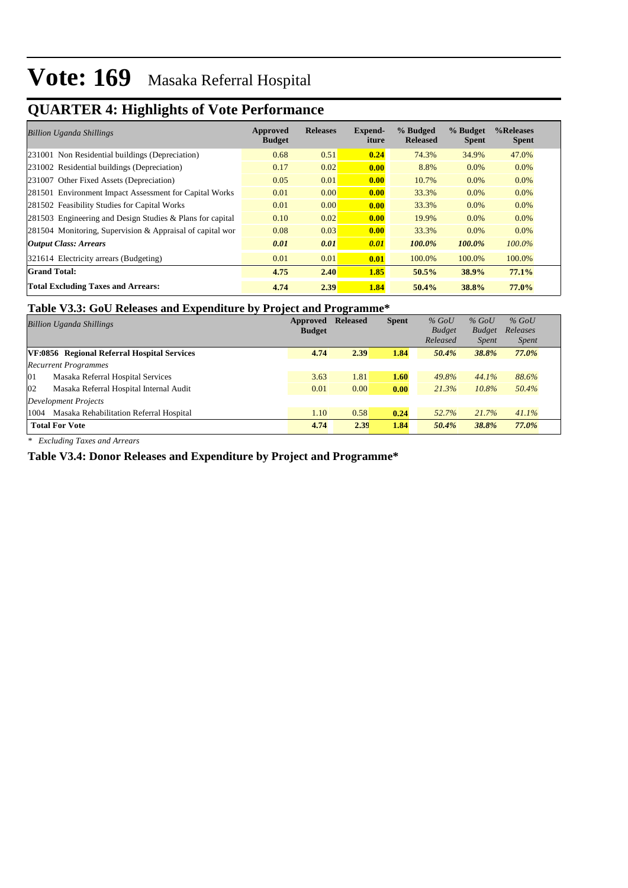# Vote: 169 Masaka Referral Hospital

## QUARTER 4: Highlights of Vote Performance

| *Billion Uganda Shillings* | Approved Budget | Releases | Expend-iture | % Budged Released | % Budget Spent | %Releases Spent |
|---|---|---|---|---|---|---|
| 231001 Non Residential buildings (Depreciation) | 0.68 | 0.51 | **0.24** | 74.3% | 34.9% | 47.0% |
| 231002 Residential buildings (Depreciation) | 0.17 | 0.02 | **0.00** | 8.8% | 0.0% | 0.0% |
| 231007 Other Fixed Assets (Depreciation) | 0.05 | 0.01 | **0.00** | 10.7% | 0.0% | 0.0% |
| 281501 Environment Impact Assessment for Capital Works | 0.01 | 0.00 | **0.00** | 33.3% | 0.0% | 0.0% |
| 281502 Feasibility Studies for Capital Works | 0.01 | 0.00 | **0.00** | 33.3% | 0.0% | 0.0% |
| 281503 Engineering and Design Studies & Plans for capital | 0.10 | 0.02 | **0.00** | 19.9% | 0.0% | 0.0% |
| 281504 Monitoring, Supervision & Appraisal of capital wor | 0.08 | 0.03 | **0.00** | 33.3% | 0.0% | 0.0% |
| ***Output Class: Arrears*** | ***0.01*** | ***0.01*** | ***0.01*** | ***100.0%*** | ***100.0%*** | *100.0%* |
| 321614 Electricity arrears (Budgeting) | 0.01 | 0.01 | **0.01** | 100.0% | 100.0% | 100.0% |
| **Grand Total:** | **4.75** | **2.40** | **1.85** | **50.5%** | **38.9%** | **77.1%** |
| **Total Excluding Taxes and Arrears:** | **4.74** | **2.39** | **1.84** | **50.4%** | **38.8%** | **77.0%** |

### Table V3.3: GoU Releases and Expenditure by Project and Programme*

| *Billion Uganda Shillings* | Approved Budget | Released | Spent | *% GoU Budget Released* | *% GoU Budget Spent* | *% GoU Releases Spent* |
|---|---|---|---|---|---|---|
| **VF:0856 Regional Referral Hospital Services** | **4.74** | **2.39** | **1.84** | ***50.4%*** | ***38.8%*** | ***77.0%*** |
| *Recurrent Programmes* | | | | | | |
| 01 Masaka Referral Hospital Services | 3.63 | 1.81 | **1.60** | *49.8%* | *44.1%* | *88.6%* |
| 02 Masaka Referral Hospital Internal Audit | 0.01 | 0.00 | **0.00** | *21.3%* | *10.8%* | *50.4%* |
| *Development Projects* | | | | | | |
| 1004 Masaka Rehabilitation Referral Hospital | 1.10 | 0.58 | **0.24** | *52.7%* | *21.7%* | *41.1%* |
| **Total For Vote** | **4.74** | **2.39** | **1.84** | ***50.4%*** | ***38.8%*** | ***77.0%*** |

*\* Excluding Taxes and Arrears*

### Table V3.4: Donor Releases and Expenditure by Project and Programme*